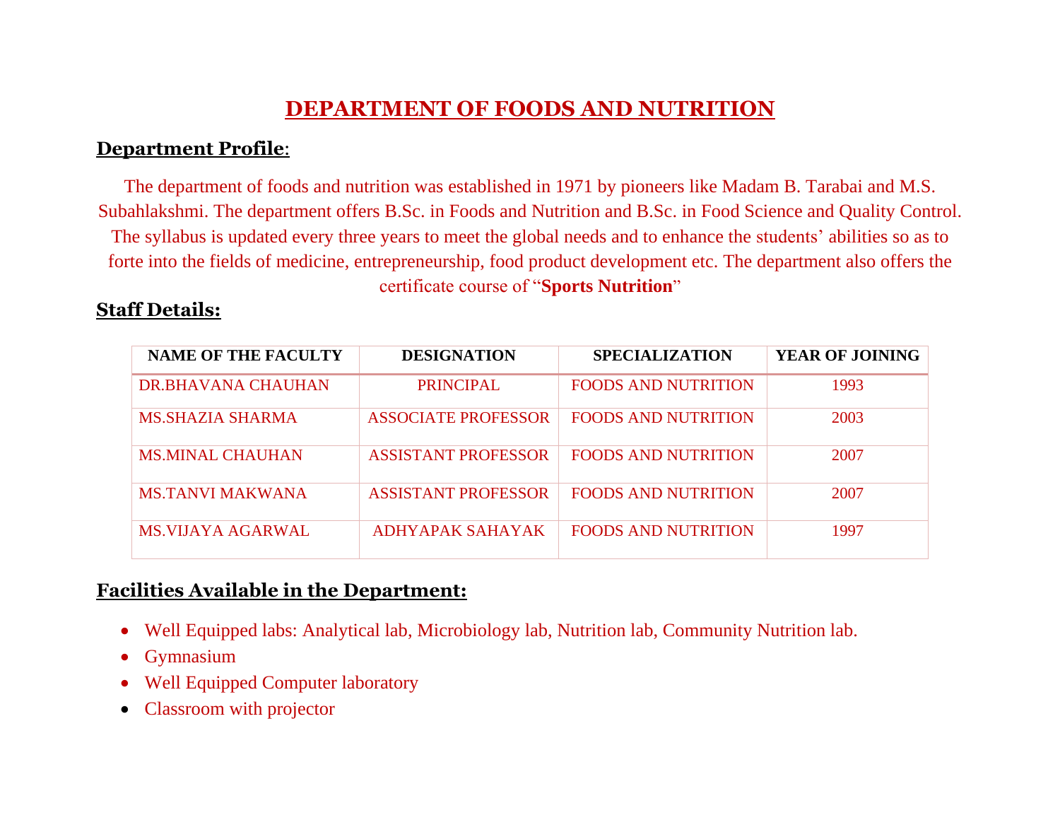# DEPARTMENT OF FOODS AND NUTRITION

## Department Profile:

The department of foods and nutrition was established in 1971 by pioneers like Madam B. Tarabai and M.S. Subahlakshmi. The department offers B.Sc. in Foods and Nutrition and B.Sc. in Food Science and Quality Control. The syllabus is updated every three years to meet the global needs and to enhance the students' abilities so as to forte into the fields of medicine, entrepreneurship, food product development etc. The department also offers the certificate course of "**Sports Nutrition**"

## Staff Details:

| NAME OF THE FACULTY | DESIGNATION | SPECIALIZATION | YEAR OF JOINING |
|---|---|---|---|
| DR.BHAVANA CHAUHAN | PRINCIPAL | FOODS AND NUTRITION | 1993 |
| MS.SHAZIA SHARMA | ASSOCIATE PROFESSOR | FOODS AND NUTRITION | 2003 |
| MS.MINAL CHAUHAN | ASSISTANT PROFESSOR | FOODS AND NUTRITION | 2007 |
| MS.TANVI MAKWANA | ASSISTANT PROFESSOR | FOODS AND NUTRITION | 2007 |
| MS.VIJAYA AGARWAL | ADHYAPAK SAHAYAK | FOODS AND NUTRITION | 1997 |

## Facilities Available in the Department:

- Well Equipped labs: Analytical lab, Microbiology lab, Nutrition lab, Community Nutrition lab.
- Gymnasium
- Well Equipped Computer laboratory
- Classroom with projector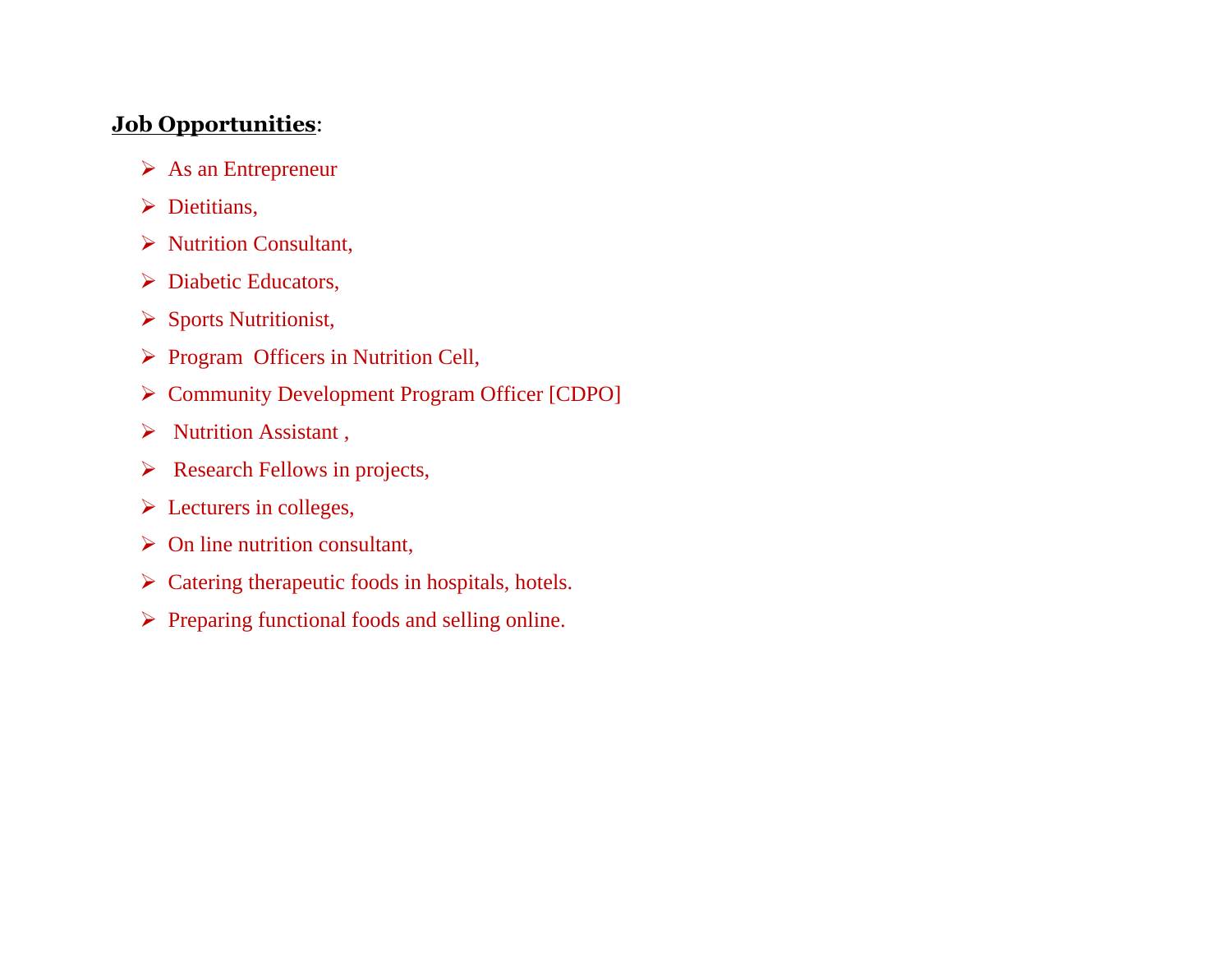**Job Opportunities**:

- As an Entrepreneur
- Dietitians,
- Nutrition Consultant,
- Diabetic Educators,
- Sports Nutritionist,
- Program Officers in Nutrition Cell,
- Community Development Program Officer [CDPO]
- Nutrition Assistant ,
- Research Fellows in projects,
- Lecturers in colleges,
- On line nutrition consultant,
- Catering therapeutic foods in hospitals, hotels.
- Preparing functional foods and selling online.